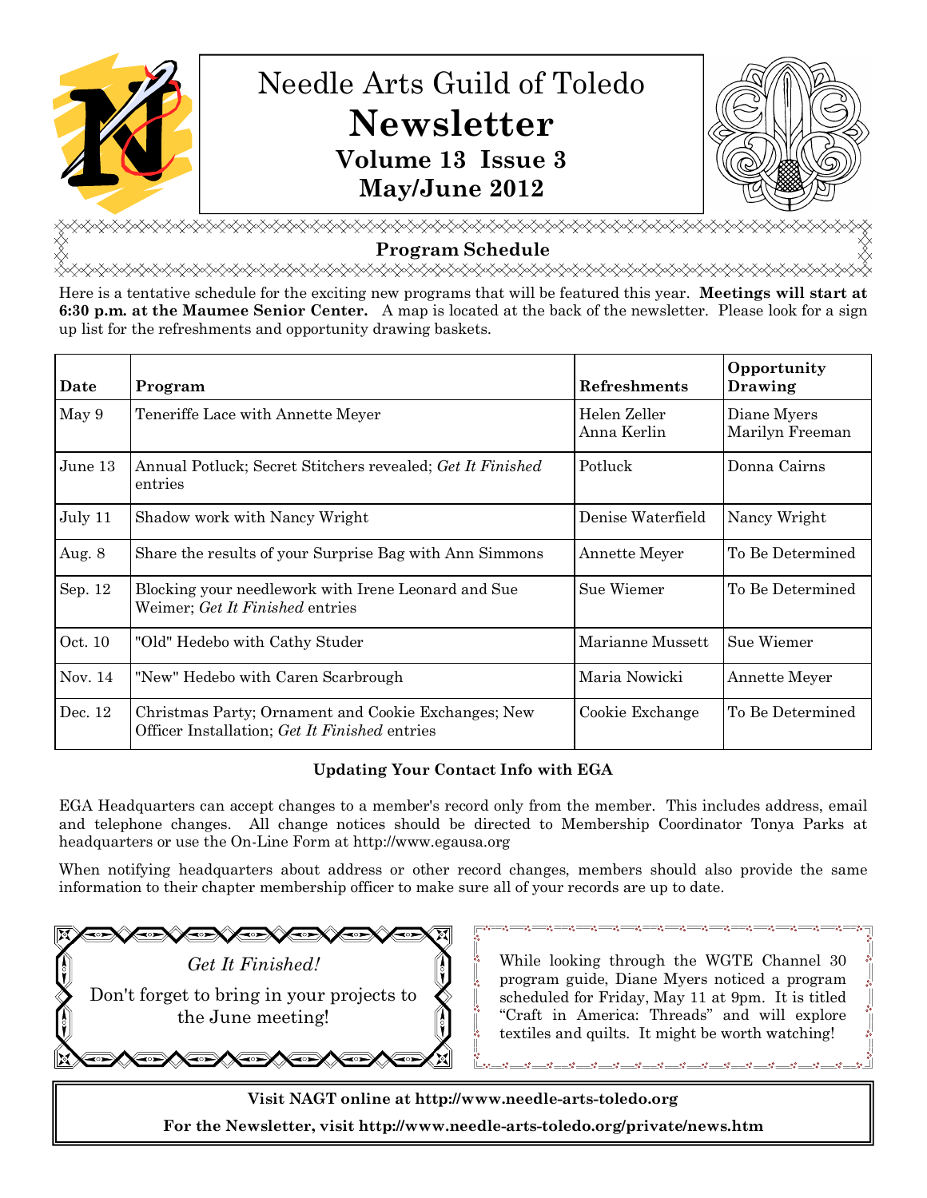# Needle Arts Guild of Toledo

# Newsletter

## Volume 13 Issue 3
## May/June 2012

## Program Schedule

Here is a tentative schedule for the exciting new programs that will be featured this year. **Meetings will start at 6:30 p.m. at the Maumee Senior Center.** A map is located at the back of the newsletter. Please look for a sign up list for the refreshments and opportunity drawing baskets.

| Date | Program | Refreshments | Opportunity Drawing |
|---|---|---|---|
| May 9 | Teneriffe Lace with Annette Meyer | Helen Zeller<br>Anna Kerlin | Diane Myers<br>Marilyn Freeman |
| June 13 | Annual Potluck; Secret Stitchers revealed; *Get It Finished* entries | Potluck | Donna Cairns |
| July 11 | Shadow work with Nancy Wright | Denise Waterfield | Nancy Wright |
| Aug. 8 | Share the results of your Surprise Bag with Ann Simmons | Annette Meyer | To Be Determined |
| Sep. 12 | Blocking your needlework with Irene Leonard and Sue Weimer; *Get It Finished* entries | Sue Wiemer | To Be Determined |
| Oct. 10 | "Old" Hedebo with Cathy Studer | Marianne Mussett | Sue Wiemer |
| Nov. 14 | "New" Hedebo with Caren Scarbrough | Maria Nowicki | Annette Meyer |
| Dec. 12 | Christmas Party; Ornament and Cookie Exchanges; New Officer Installation; *Get It Finished* entries | Cookie Exchange | To Be Determined |

### Updating Your Contact Info with EGA

EGA Headquarters can accept changes to a member's record only from the member. This includes address, email and telephone changes. All change notices should be directed to Membership Coordinator Tonya Parks at headquarters or use the On-Line Form at http://www.egausa.org

When notifying headquarters about address or other record changes, members should also provide the same information to their chapter membership officer to make sure all of your records are up to date.

*Get It Finished!*

Don't forget to bring in your projects to the June meeting!

While looking through the WGTE Channel 30 program guide, Diane Myers noticed a program scheduled for Friday, May 11 at 9pm. It is titled "Craft in America: Threads" and will explore textiles and quilts. It might be worth watching!

**Visit NAGT online at http://www.needle-arts-toledo.org**

**For the Newsletter, visit http://www.needle-arts-toledo.org/private/news.htm**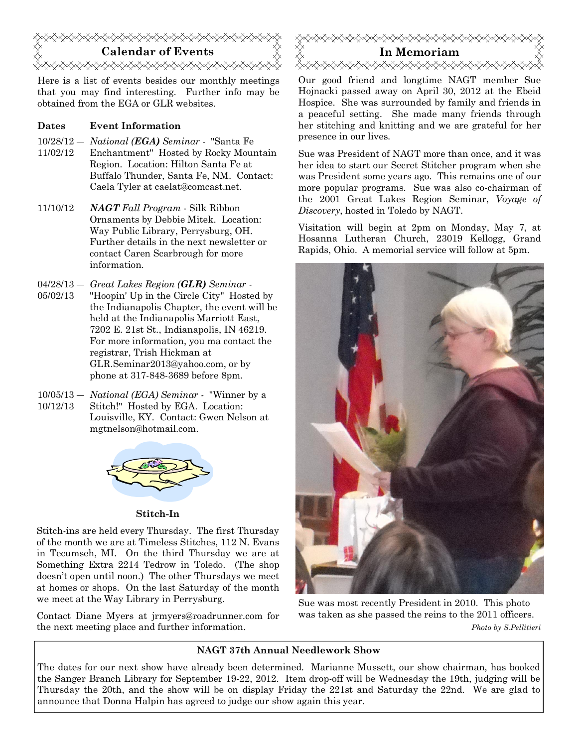## Calendar of Events

Here is a list of events besides our monthly meetings that you may find interesting. Further info may be obtained from the EGA or GLR websites.

| Dates | Event Information |
|---|---|
| 10/28/12 — 11/02/12 | *National (**EGA**) Seminar* - "Santa Fe Enchantment" Hosted by Rocky Mountain Region. Location: Hilton Santa Fe at Buffalo Thunder, Santa Fe, NM. Contact: Caela Tyler at caelat@comcast.net. |
| 11/10/12 | ***NAGT** Fall Program* - Silk Ribbon Ornaments by Debbie Mitek. Location: Way Public Library, Perrysburg, OH. Further details in the next newsletter or contact Caren Scarbrough for more information. |
| 04/28/13 — 05/02/13 | *Great Lakes Region (**GLR**) Seminar* - "Hoopin' Up in the Circle City" Hosted by the Indianapolis Chapter, the event will be held at the Indianapolis Marriott East, 7202 E. 21st St., Indianapolis, IN 46219. For more information, you ma contact the registrar, Trish Hickman at GLR.Seminar2013@yahoo.com, or by phone at 317-848-3689 before 8pm. |
| 10/05/13 — 10/12/13 | *National (EGA) Seminar* - "Winner by a Stitch!" Hosted by EGA. Location: Louisville, KY. Contact: Gwen Nelson at mgtnelson@hotmail.com. |

**Stitch-In**

Stitch-ins are held every Thursday. The first Thursday of the month we are at Timeless Stitches, 112 N. Evans in Tecumseh, MI. On the third Thursday we are at Something Extra 2214 Tedrow in Toledo. (The shop doesn't open until noon.) The other Thursdays we meet at homes or shops. On the last Saturday of the month we meet at the Way Library in Perrysburg.

Contact Diane Myers at jrmyers@roadrunner.com for the next meeting place and further information.

## In Memoriam

Our good friend and longtime NAGT member Sue Hojnacki passed away on April 30, 2012 at the Ebeid Hospice. She was surrounded by family and friends in a peaceful setting. She made many friends through her stitching and knitting and we are grateful for her presence in our lives.

Sue was President of NAGT more than once, and it was her idea to start our Secret Stitcher program when she was President some years ago. This remains one of our more popular programs. Sue was also co-chairman of the 2001 Great Lakes Region Seminar, *Voyage of Discovery*, hosted in Toledo by NAGT.

Visitation will begin at 2pm on Monday, May 7, at Hosanna Lutheran Church, 23019 Kellogg, Grand Rapids, Ohio. A memorial service will follow at 5pm.

Sue was most recently President in 2010. This photo was taken as she passed the reins to the 2011 officers.

*Photo by S.Pellitieri*

**NAGT 37th Annual Needlework Show**

The dates for our next show have already been determined. Marianne Mussett, our show chairman, has booked the Sanger Branch Library for September 19-22, 2012. Item drop-off will be Wednesday the 19th, judging will be Thursday the 20th, and the show will be on display Friday the 221st and Saturday the 22nd. We are glad to announce that Donna Halpin has agreed to judge our show again this year.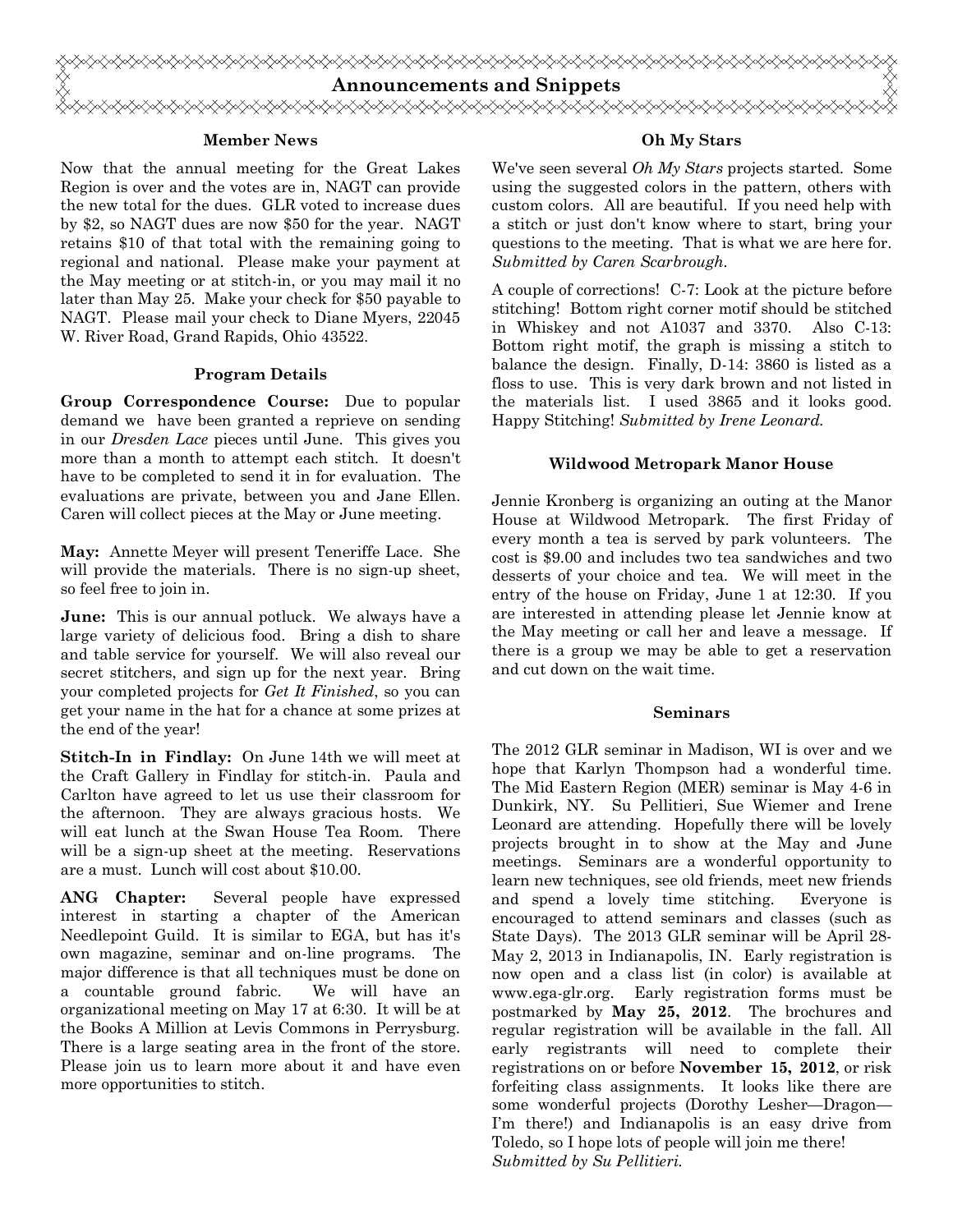# Announcements and Snippets

### Member News

Now that the annual meeting for the Great Lakes Region is over and the votes are in, NAGT can provide the new total for the dues. GLR voted to increase dues by $2, so NAGT dues are now $50 for the year. NAGT retains $10 of that total with the remaining going to regional and national. Please make your payment at the May meeting or at stitch-in, or you may mail it no later than May 25. Make your check for $50 payable to NAGT. Please mail your check to Diane Myers, 22045 W. River Road, Grand Rapids, Ohio 43522.

### Program Details

**Group Correspondence Course:** Due to popular demand we have been granted a reprieve on sending in our *Dresden Lace* pieces until June. This gives you more than a month to attempt each stitch. It doesn't have to be completed to send it in for evaluation. The evaluations are private, between you and Jane Ellen. Caren will collect pieces at the May or June meeting.

**May:** Annette Meyer will present Teneriffe Lace. She will provide the materials. There is no sign-up sheet, so feel free to join in.

**June:** This is our annual potluck. We always have a large variety of delicious food. Bring a dish to share and table service for yourself. We will also reveal our secret stitchers, and sign up for the next year. Bring your completed projects for *Get It Finished*, so you can get your name in the hat for a chance at some prizes at the end of the year!

**Stitch-In in Findlay:** On June 14th we will meet at the Craft Gallery in Findlay for stitch-in. Paula and Carlton have agreed to let us use their classroom for the afternoon. They are always gracious hosts. We will eat lunch at the Swan House Tea Room. There will be a sign-up sheet at the meeting. Reservations are a must. Lunch will cost about $10.00.

**ANG Chapter:** Several people have expressed interest in starting a chapter of the American Needlepoint Guild. It is similar to EGA, but has it's own magazine, seminar and on-line programs. The major difference is that all techniques must be done on a countable ground fabric. We will have an organizational meeting on May 17 at 6:30. It will be at the Books A Million at Levis Commons in Perrysburg. There is a large seating area in the front of the store. Please join us to learn more about it and have even more opportunities to stitch.

### Oh My Stars

We've seen several *Oh My Stars* projects started. Some using the suggested colors in the pattern, others with custom colors. All are beautiful. If you need help with a stitch or just don't know where to start, bring your questions to the meeting. That is what we are here for. *Submitted by Caren Scarbrough.*

A couple of corrections! C-7: Look at the picture before stitching! Bottom right corner motif should be stitched in Whiskey and not A1037 and 3370. Also C-13: Bottom right motif, the graph is missing a stitch to balance the design. Finally, D-14: 3860 is listed as a floss to use. This is very dark brown and not listed in the materials list. I used 3865 and it looks good. Happy Stitching! *Submitted by Irene Leonard.*

### Wildwood Metropark Manor House

Jennie Kronberg is organizing an outing at the Manor House at Wildwood Metropark. The first Friday of every month a tea is served by park volunteers. The cost is $9.00 and includes two tea sandwiches and two desserts of your choice and tea. We will meet in the entry of the house on Friday, June 1 at 12:30. If you are interested in attending please let Jennie know at the May meeting or call her and leave a message. If there is a group we may be able to get a reservation and cut down on the wait time.

### Seminars

The 2012 GLR seminar in Madison, WI is over and we hope that Karlyn Thompson had a wonderful time. The Mid Eastern Region (MER) seminar is May 4-6 in Dunkirk, NY. Su Pellitieri, Sue Wiemer and Irene Leonard are attending. Hopefully there will be lovely projects brought in to show at the May and June meetings. Seminars are a wonderful opportunity to learn new techniques, see old friends, meet new friends and spend a lovely time stitching. Everyone is encouraged to attend seminars and classes (such as State Days). The 2013 GLR seminar will be April 28-May 2, 2013 in Indianapolis, IN. Early registration is now open and a class list (in color) is available at www.ega-glr.org. Early registration forms must be postmarked by **May 25, 2012**. The brochures and regular registration will be available in the fall. All early registrants will need to complete their registrations on or before **November 15, 2012**, or risk forfeiting class assignments. It looks like there are some wonderful projects (Dorothy Lesher—Dragon—I'm there!) and Indianapolis is an easy drive from Toledo, so I hope lots of people will join me there! *Submitted by Su Pellitieri.*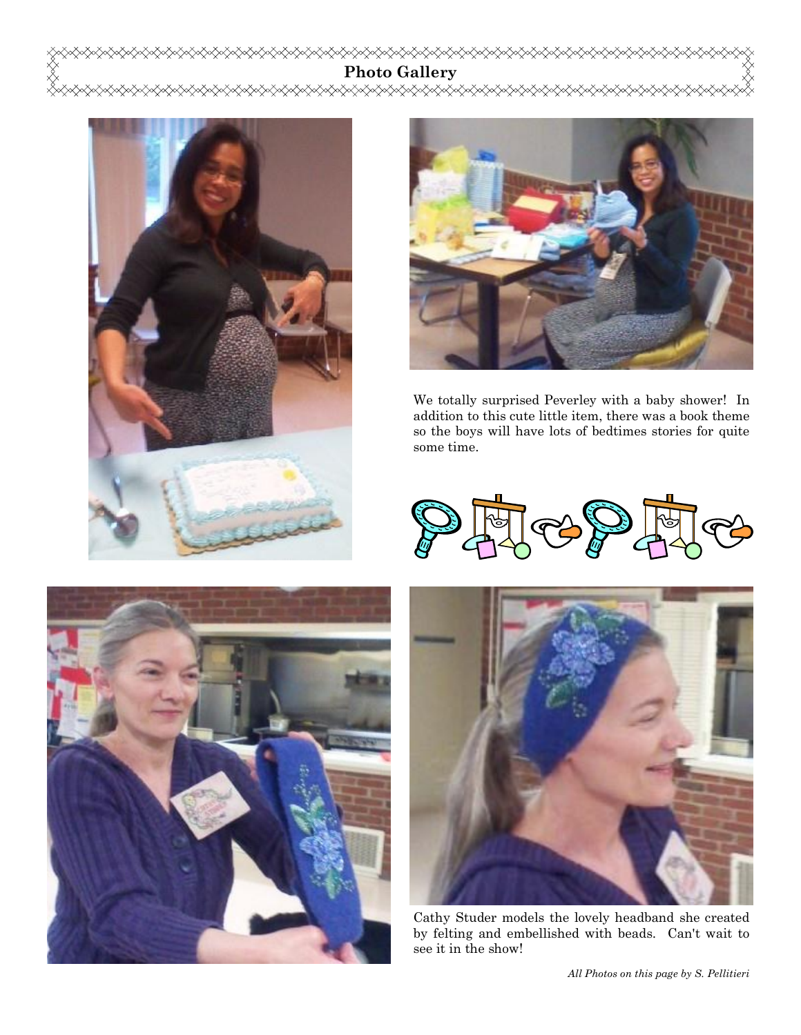## Photo Gallery

We totally surprised Peverley with a baby shower! In addition to this cute little item, there was a book theme so the boys will have lots of bedtimes stories for quite some time.

Cathy Studer models the lovely headband she created by felting and embellished with beads. Can't wait to see it in the show!

*All Photos on this page by S. Pellitieri*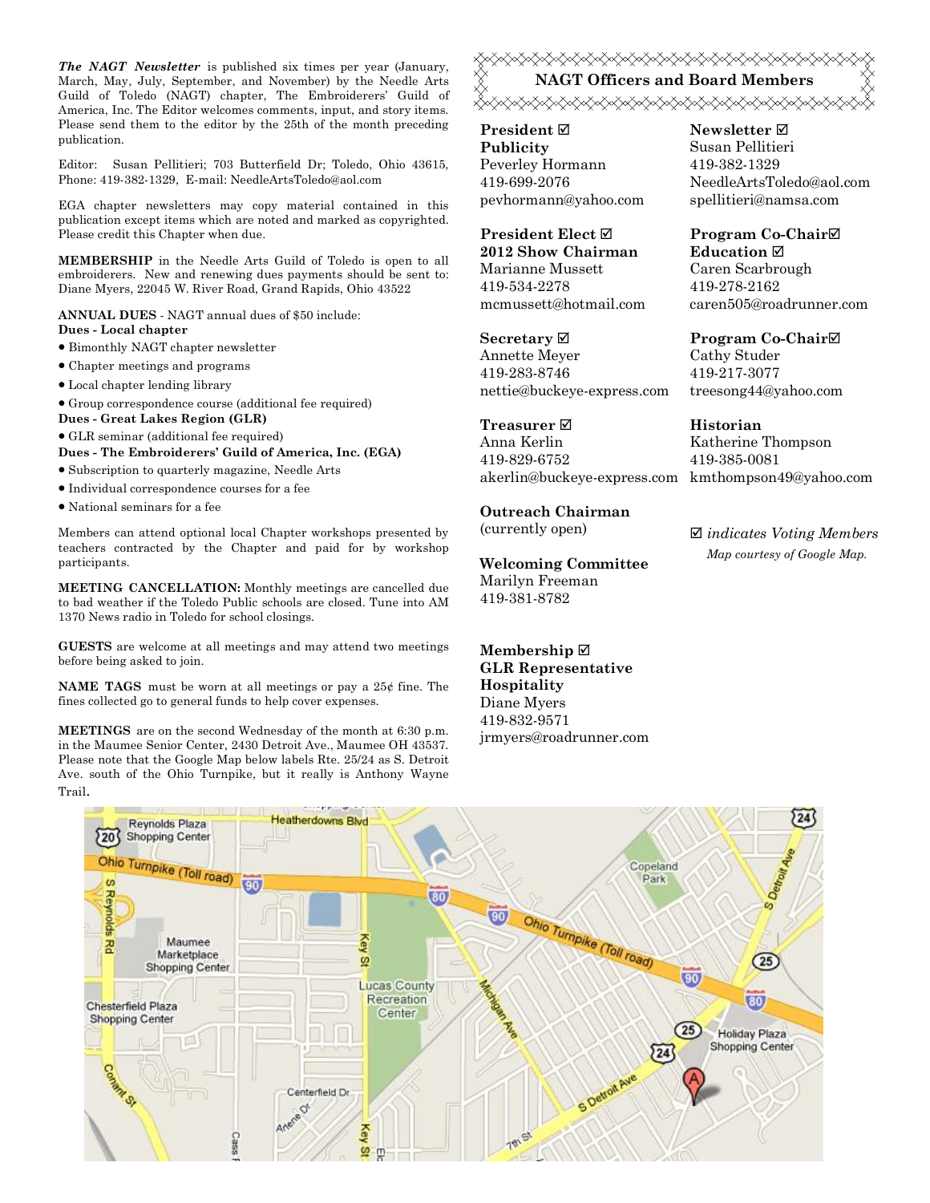***The NAGT Newsletter*** is published six times per year (January, March, May, July, September, and November) by the Needle Arts Guild of Toledo (NAGT) chapter, The Embroiderers' Guild of America, Inc. The Editor welcomes comments, input, and story items. Please send them to the editor by the 25th of the month preceding publication.

Editor: Susan Pellitieri; 703 Butterfield Dr; Toledo, Ohio 43615, Phone: 419-382-1329, E-mail: NeedleArtsToledo@aol.com

EGA chapter newsletters may copy material contained in this publication except items which are noted and marked as copyrighted. Please credit this Chapter when due.

**MEMBERSHIP** in the Needle Arts Guild of Toledo is open to all embroiderers. New and renewing dues payments should be sent to: Diane Myers, 22045 W. River Road, Grand Rapids, Ohio 43522

**ANNUAL DUES** - NAGT annual dues of $50 include:

**Dues - Local chapter**

- Bimonthly NAGT chapter newsletter
- Chapter meetings and programs
- Local chapter lending library
- Group correspondence course (additional fee required)

**Dues - Great Lakes Region (GLR)**

- GLR seminar (additional fee required)

**Dues - The Embroiderers' Guild of America, Inc. (EGA)**

- Subscription to quarterly magazine, Needle Arts
- Individual correspondence courses for a fee
- National seminars for a fee

Members can attend optional local Chapter workshops presented by teachers contracted by the Chapter and paid for by workshop participants.

**MEETING CANCELLATION:** Monthly meetings are cancelled due to bad weather if the Toledo Public schools are closed. Tune into AM 1370 News radio in Toledo for school closings.

**GUESTS** are welcome at all meetings and may attend two meetings before being asked to join.

**NAME TAGS** must be worn at all meetings or pay a 25¢ fine. The fines collected go to general funds to help cover expenses.

**MEETINGS** are on the second Wednesday of the month at 6:30 p.m. in the Maumee Senior Center, 2430 Detroit Ave., Maumee OH 43537. Please note that the Google Map below labels Rte. 25/24 as S. Detroit Ave. south of the Ohio Turnpike, but it really is Anthony Wayne Trail.

## NAGT Officers and Board Members

**President ☑**
**Publicity**
Peverley Hormann
419-699-2076
pevhormann@yahoo.com

**President Elect ☑**
**2012 Show Chairman**
Marianne Mussett
419-534-2278
mcmussett@hotmail.com

**Secretary ☑**
Annette Meyer
419-283-8746
nettie@buckeye-express.com

**Treasurer ☑**
Anna Kerlin
419-829-6752
akerlin@buckeye-express.com

**Outreach Chairman**
(currently open)

**Welcoming Committee**
Marilyn Freeman
419-381-8782

**Membership ☑**
**GLR Representative**
**Hospitality**
Diane Myers
419-832-9571
jrmyers@roadrunner.com

**Newsletter ☑**
Susan Pellitieri
419-382-1329
NeedleArtsToledo@aol.com
spellitieri@namsa.com

**Program Co-Chair☑**
**Education ☑**
Caren Scarbrough
419-278-2162
caren505@roadrunner.com

**Program Co-Chair☑**
Cathy Studer
419-217-3077
treesong44@yahoo.com

**Historian**
Katherine Thompson
419-385-0081
kmthompson49@yahoo.com

☑ *indicates Voting Members*

*Map courtesy of Google Map.*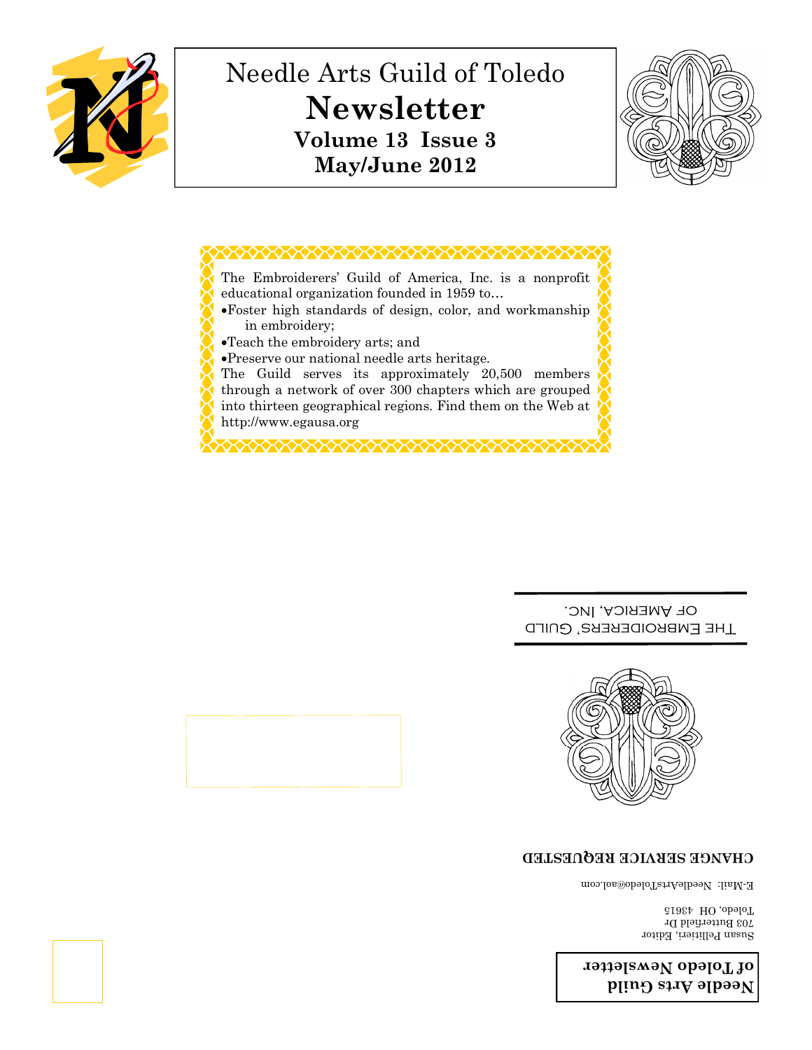# Needle Arts Guild of Toledo
# Newsletter
## Volume 13 Issue 3
## May/June 2012

The Embroiderers' Guild of America, Inc. is a nonprofit educational organization founded in 1959 to…

- Foster high standards of design, color, and workmanship in embroidery;
- Teach the embroidery arts; and
- Preserve our national needle arts heritage.

The Guild serves its approximately 20,500 members through a network of over 300 chapters which are grouped into thirteen geographical regions. Find them on the Web at http://www.egausa.org

THE EMBROIDERERS' GUILD OF AMERICA, INC.

**CHANGE SERVICE REQUESTED**

E-Mail: NeedleArtsToledo@aol.com

Susan Pellitieri, Editor
703 Butterfield Dr
Toledo, OH 43615

**Needle Arts Guild of Toledo Newsletter**